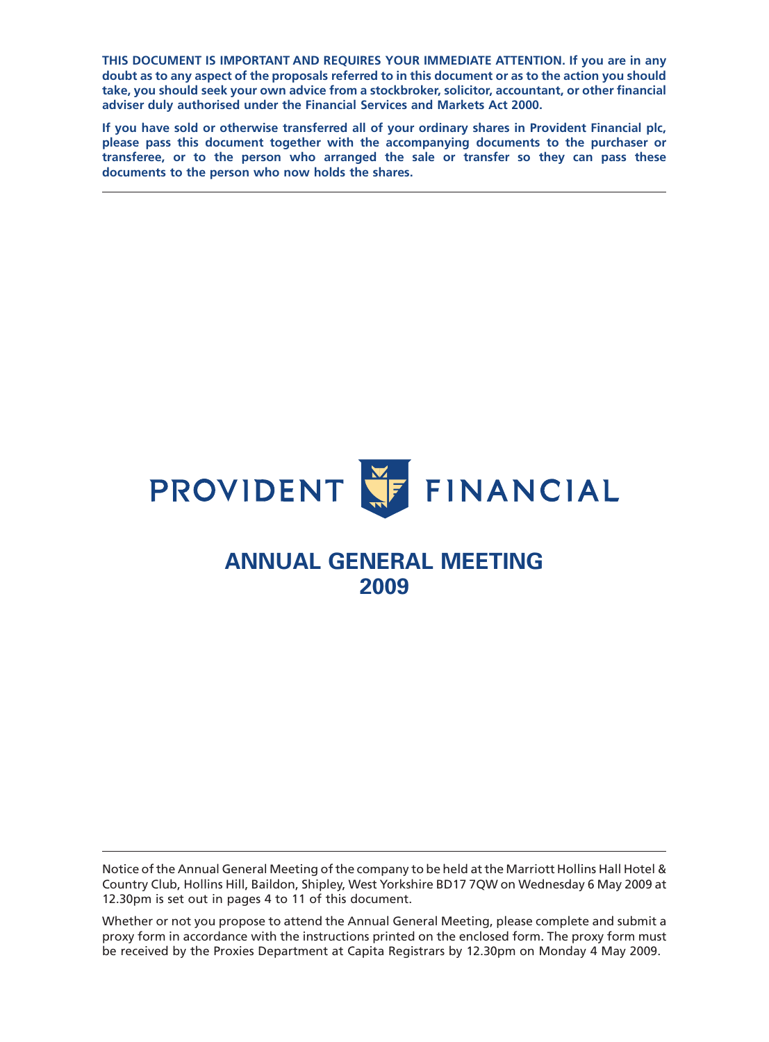**THIS DOCUMENT IS IMPORTANT AND REQUIRES YOUR IMMEDIATE ATTENTION. If you are in any doubt as to any aspect of the proposals referred to in this document or as to the action you should take, you should seek your own advice from a stockbroker, solicitor, accountant, or other financial adviser duly authorised under the Financial Services and Markets Act 2000.**

**If you have sold or otherwise transferred all of your ordinary shares in Provident Financial plc, please pass this document together with the accompanying documents to the purchaser or transferee, or to the person who arranged the sale or transfer so they can pass these documents to the person who now holds the shares.**

---

PROVIDENT FINANCIAL

# ANNUAL GENERAL MEETING 2009

---

Notice of the Annual General Meeting of the company to be held at the Marriott Hollins Hall Hotel & Country Club, Hollins Hill, Baildon, Shipley, West Yorkshire BD17 7QW on Wednesday 6 May 2009 at 12.30pm is set out in pages 4 to 11 of this document.

Whether or not you propose to attend the Annual General Meeting, please complete and submit a proxy form in accordance with the instructions printed on the enclosed form. The proxy form must be received by the Proxies Department at Capita Registrars by 12.30pm on Monday 4 May 2009.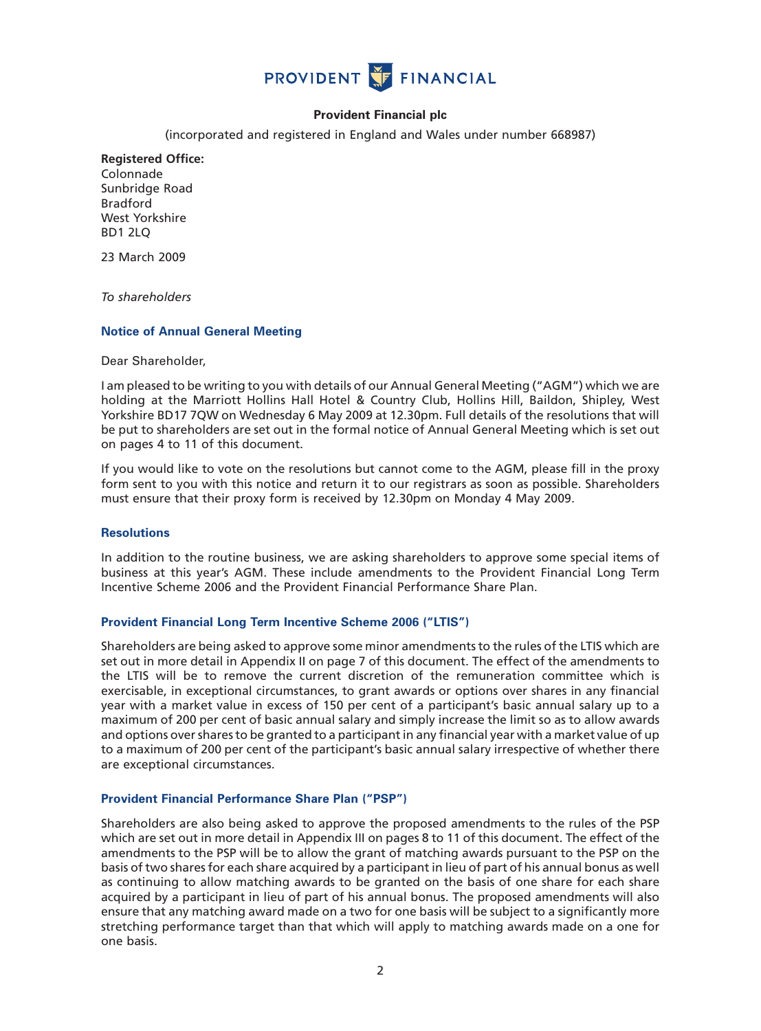PROVIDENT FINANCIAL

**Provident Financial plc**

(incorporated and registered in England and Wales under number 668987)

**Registered Office:**
Colonnade
Sunbridge Road
Bradford
West Yorkshire
BD1 2LQ

23 March 2009

*To shareholders*

### Notice of Annual General Meeting

Dear Shareholder,

I am pleased to be writing to you with details of our Annual General Meeting ("AGM") which we are holding at the Marriott Hollins Hall Hotel & Country Club, Hollins Hill, Baildon, Shipley, West Yorkshire BD17 7QW on Wednesday 6 May 2009 at 12.30pm. Full details of the resolutions that will be put to shareholders are set out in the formal notice of Annual General Meeting which is set out on pages 4 to 11 of this document.

If you would like to vote on the resolutions but cannot come to the AGM, please fill in the proxy form sent to you with this notice and return it to our registrars as soon as possible. Shareholders must ensure that their proxy form is received by 12.30pm on Monday 4 May 2009.

### Resolutions

In addition to the routine business, we are asking shareholders to approve some special items of business at this year's AGM. These include amendments to the Provident Financial Long Term Incentive Scheme 2006 and the Provident Financial Performance Share Plan.

### Provident Financial Long Term Incentive Scheme 2006 ("LTIS")

Shareholders are being asked to approve some minor amendments to the rules of the LTIS which are set out in more detail in Appendix II on page 7 of this document. The effect of the amendments to the LTIS will be to remove the current discretion of the remuneration committee which is exercisable, in exceptional circumstances, to grant awards or options over shares in any financial year with a market value in excess of 150 per cent of a participant's basic annual salary up to a maximum of 200 per cent of basic annual salary and simply increase the limit so as to allow awards and options over shares to be granted to a participant in any financial year with a market value of up to a maximum of 200 per cent of the participant's basic annual salary irrespective of whether there are exceptional circumstances.

### Provident Financial Performance Share Plan ("PSP")

Shareholders are also being asked to approve the proposed amendments to the rules of the PSP which are set out in more detail in Appendix III on pages 8 to 11 of this document. The effect of the amendments to the PSP will be to allow the grant of matching awards pursuant to the PSP on the basis of two shares for each share acquired by a participant in lieu of part of his annual bonus as well as continuing to allow matching awards to be granted on the basis of one share for each share acquired by a participant in lieu of part of his annual bonus. The proposed amendments will also ensure that any matching award made on a two for one basis will be subject to a significantly more stretching performance target than that which will apply to matching awards made on a one for one basis.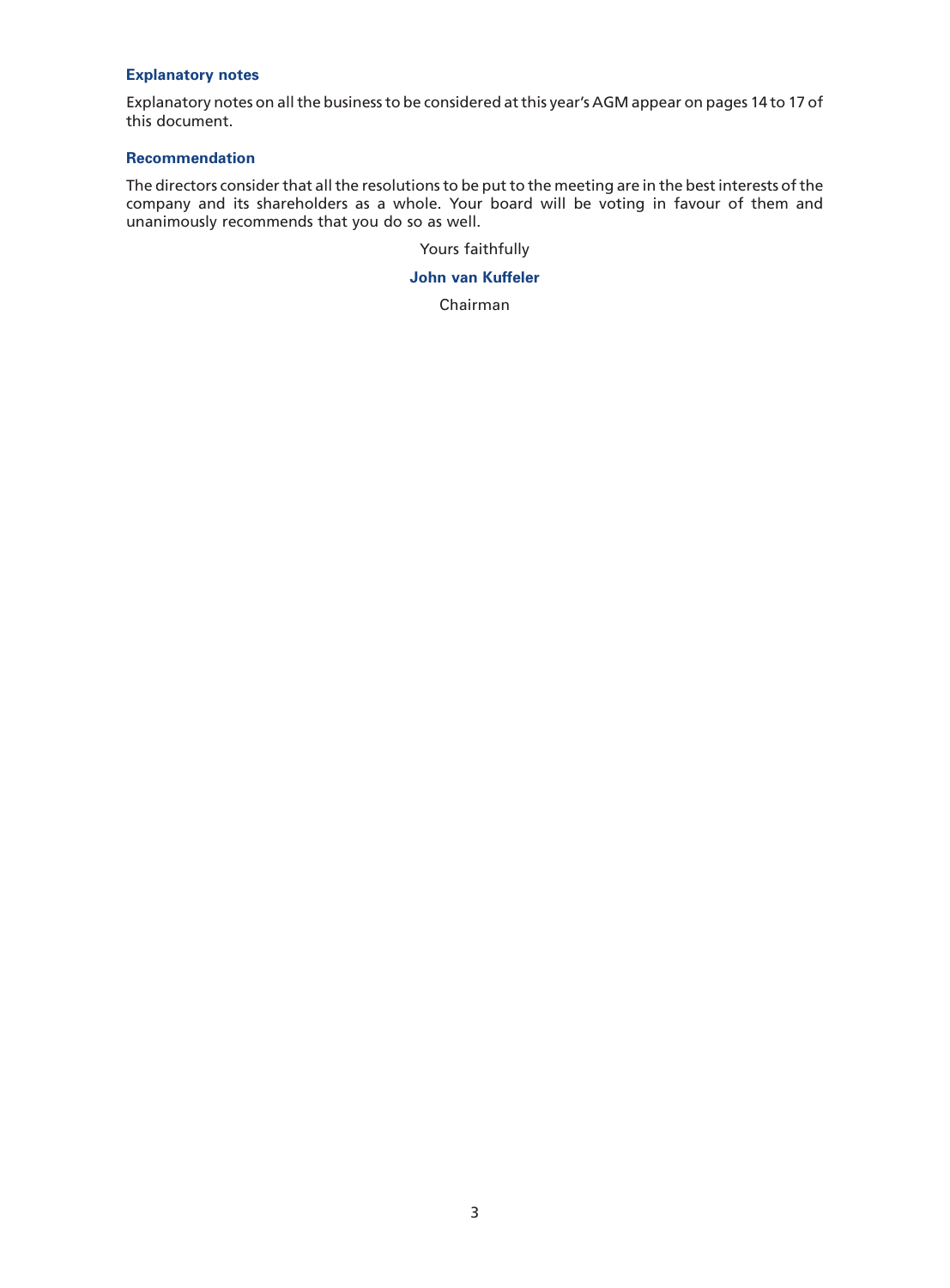### Explanatory notes

Explanatory notes on all the business to be considered at this year's AGM appear on pages 14 to 17 of this document.

### Recommendation

The directors consider that all the resolutions to be put to the meeting are in the best interests of the company and its shareholders as a whole. Your board will be voting in favour of them and unanimously recommends that you do so as well.

Yours faithfully

**John van Kuffeler**

Chairman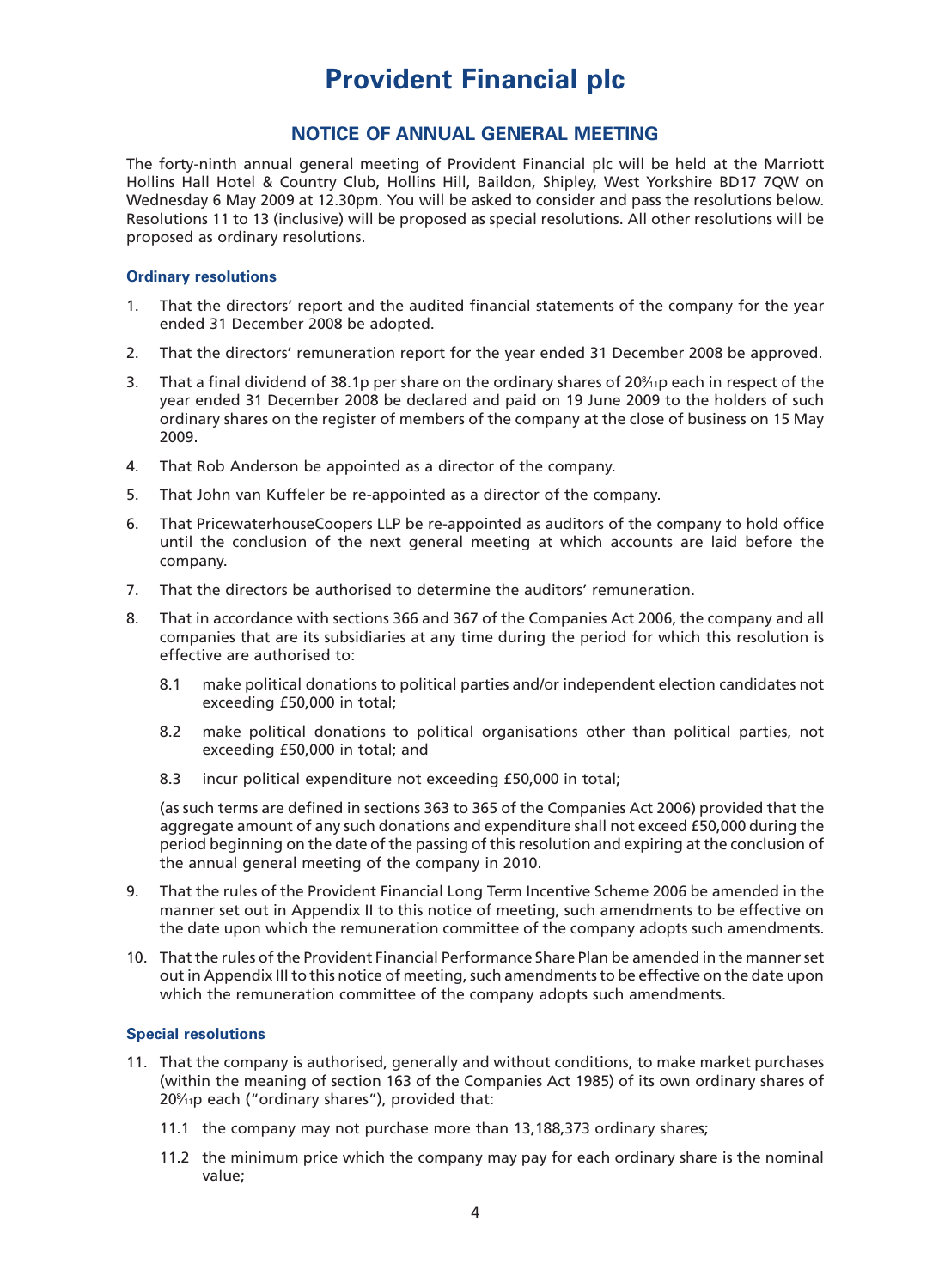# Provident Financial plc

## NOTICE OF ANNUAL GENERAL MEETING

The forty-ninth annual general meeting of Provident Financial plc will be held at the Marriott Hollins Hall Hotel & Country Club, Hollins Hill, Baildon, Shipley, West Yorkshire BD17 7QW on Wednesday 6 May 2009 at 12.30pm. You will be asked to consider and pass the resolutions below. Resolutions 11 to 13 (inclusive) will be proposed as special resolutions. All other resolutions will be proposed as ordinary resolutions.

### Ordinary resolutions

1. That the directors' report and the audited financial statements of the company for the year ended 31 December 2008 be adopted.
2. That the directors' remuneration report for the year ended 31 December 2008 be approved.
3. That a final dividend of 38.1p per share on the ordinary shares of 20⁸⁄₁₁p each in respect of the year ended 31 December 2008 be declared and paid on 19 June 2009 to the holders of such ordinary shares on the register of members of the company at the close of business on 15 May 2009.
4. That Rob Anderson be appointed as a director of the company.
5. That John van Kuffeler be re-appointed as a director of the company.
6. That PricewaterhouseCoopers LLP be re-appointed as auditors of the company to hold office until the conclusion of the next general meeting at which accounts are laid before the company.
7. That the directors be authorised to determine the auditors' remuneration.
8. That in accordance with sections 366 and 367 of the Companies Act 2006, the company and all companies that are its subsidiaries at any time during the period for which this resolution is effective are authorised to:

   8.1 make political donations to political parties and/or independent election candidates not exceeding £50,000 in total;

   8.2 make political donations to political organisations other than political parties, not exceeding £50,000 in total; and

   8.3 incur political expenditure not exceeding £50,000 in total;

   (as such terms are defined in sections 363 to 365 of the Companies Act 2006) provided that the aggregate amount of any such donations and expenditure shall not exceed £50,000 during the period beginning on the date of the passing of this resolution and expiring at the conclusion of the annual general meeting of the company in 2010.
9. That the rules of the Provident Financial Long Term Incentive Scheme 2006 be amended in the manner set out in Appendix II to this notice of meeting, such amendments to be effective on the date upon which the remuneration committee of the company adopts such amendments.
10. That the rules of the Provident Financial Performance Share Plan be amended in the manner set out in Appendix III to this notice of meeting, such amendments to be effective on the date upon which the remuneration committee of the company adopts such amendments.

### Special resolutions

11. That the company is authorised, generally and without conditions, to make market purchases (within the meaning of section 163 of the Companies Act 1985) of its own ordinary shares of 20⁸⁄₁₁p each ("ordinary shares"), provided that:

    11.1 the company may not purchase more than 13,188,373 ordinary shares;

    11.2 the minimum price which the company may pay for each ordinary share is the nominal value;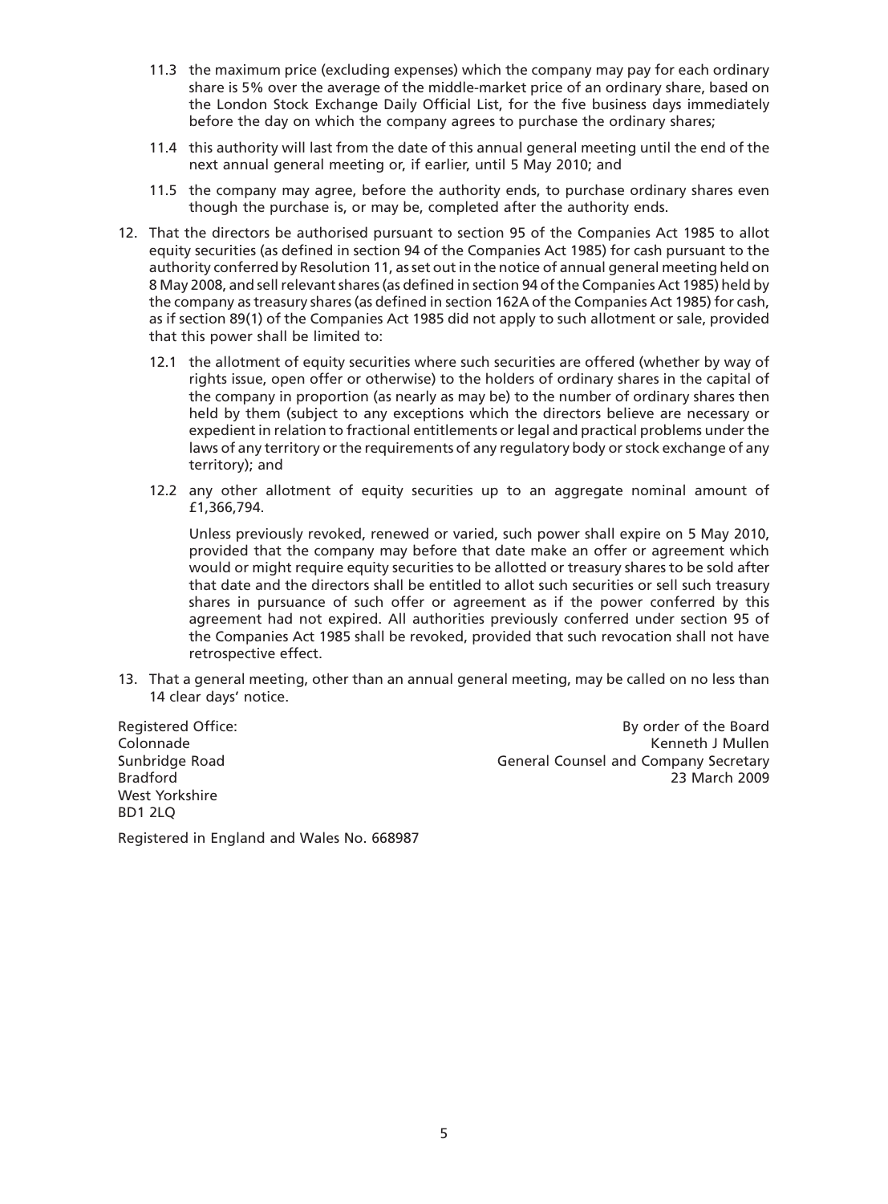11.3 the maximum price (excluding expenses) which the company may pay for each ordinary share is 5% over the average of the middle-market price of an ordinary share, based on the London Stock Exchange Daily Official List, for the five business days immediately before the day on which the company agrees to purchase the ordinary shares;

11.4 this authority will last from the date of this annual general meeting until the end of the next annual general meeting or, if earlier, until 5 May 2010; and

11.5 the company may agree, before the authority ends, to purchase ordinary shares even though the purchase is, or may be, completed after the authority ends.

12. That the directors be authorised pursuant to section 95 of the Companies Act 1985 to allot equity securities (as defined in section 94 of the Companies Act 1985) for cash pursuant to the authority conferred by Resolution 11, as set out in the notice of annual general meeting held on 8 May 2008, and sell relevant shares (as defined in section 94 of the Companies Act 1985) held by the company as treasury shares (as defined in section 162A of the Companies Act 1985) for cash, as if section 89(1) of the Companies Act 1985 did not apply to such allotment or sale, provided that this power shall be limited to:

    12.1 the allotment of equity securities where such securities are offered (whether by way of rights issue, open offer or otherwise) to the holders of ordinary shares in the capital of the company in proportion (as nearly as may be) to the number of ordinary shares then held by them (subject to any exceptions which the directors believe are necessary or expedient in relation to fractional entitlements or legal and practical problems under the laws of any territory or the requirements of any regulatory body or stock exchange of any territory); and

    12.2 any other allotment of equity securities up to an aggregate nominal amount of £1,366,794.

    Unless previously revoked, renewed or varied, such power shall expire on 5 May 2010, provided that the company may before that date make an offer or agreement which would or might require equity securities to be allotted or treasury shares to be sold after that date and the directors shall be entitled to allot such securities or sell such treasury shares in pursuance of such offer or agreement as if the power conferred by this agreement had not expired. All authorities previously conferred under section 95 of the Companies Act 1985 shall be revoked, provided that such revocation shall not have retrospective effect.

13. That a general meeting, other than an annual general meeting, may be called on no less than 14 clear days' notice.

Registered Office:
Colonnade
Sunbridge Road
Bradford
West Yorkshire
BD1 2LQ

By order of the Board
Kenneth J Mullen
General Counsel and Company Secretary
23 March 2009

Registered in England and Wales No. 668987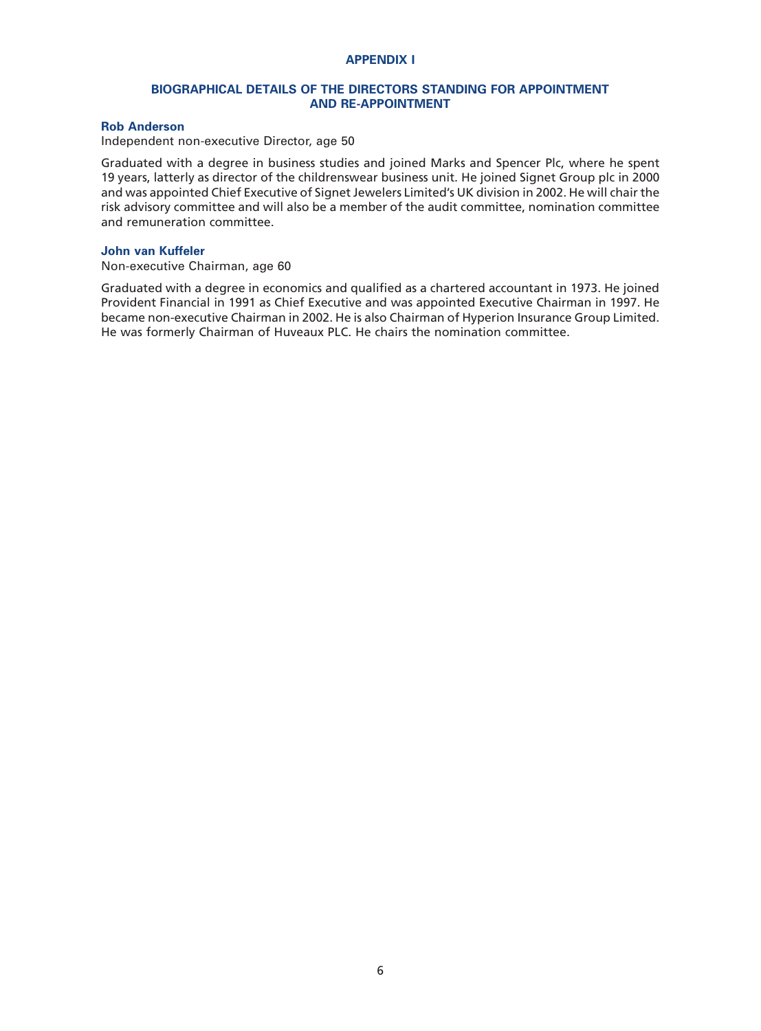# APPENDIX I

## BIOGRAPHICAL DETAILS OF THE DIRECTORS STANDING FOR APPOINTMENT AND RE-APPOINTMENT

### Rob Anderson

Independent non-executive Director, age 50

Graduated with a degree in business studies and joined Marks and Spencer Plc, where he spent 19 years, latterly as director of the childrenswear business unit. He joined Signet Group plc in 2000 and was appointed Chief Executive of Signet Jewelers Limited's UK division in 2002. He will chair the risk advisory committee and will also be a member of the audit committee, nomination committee and remuneration committee.

### John van Kuffeler

Non-executive Chairman, age 60

Graduated with a degree in economics and qualified as a chartered accountant in 1973. He joined Provident Financial in 1991 as Chief Executive and was appointed Executive Chairman in 1997. He became non-executive Chairman in 2002. He is also Chairman of Hyperion Insurance Group Limited. He was formerly Chairman of Huveaux PLC. He chairs the nomination committee.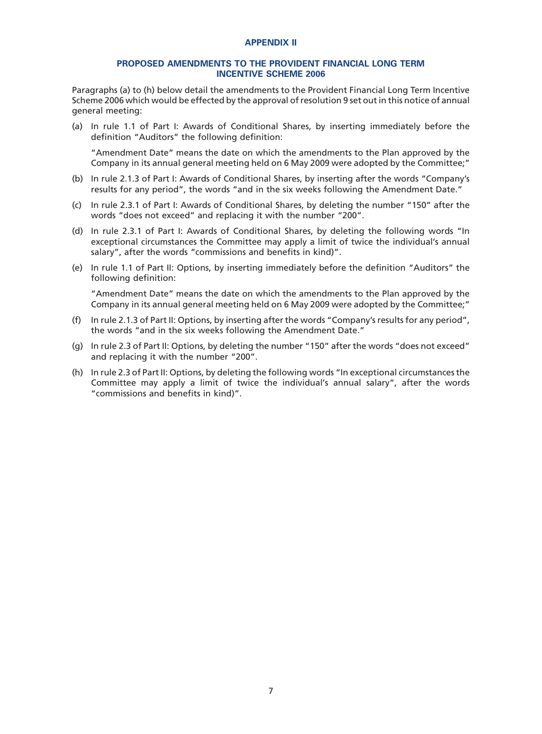# APPENDIX II

## PROPOSED AMENDMENTS TO THE PROVIDENT FINANCIAL LONG TERM INCENTIVE SCHEME 2006

Paragraphs (a) to (h) below detail the amendments to the Provident Financial Long Term Incentive Scheme 2006 which would be effected by the approval of resolution 9 set out in this notice of annual general meeting:

(a) In rule 1.1 of Part I: Awards of Conditional Shares, by inserting immediately before the definition "Auditors" the following definition:

"Amendment Date" means the date on which the amendments to the Plan approved by the Company in its annual general meeting held on 6 May 2009 were adopted by the Committee;"

(b) In rule 2.1.3 of Part I: Awards of Conditional Shares, by inserting after the words "Company's results for any period", the words "and in the six weeks following the Amendment Date."

(c) In rule 2.3.1 of Part I: Awards of Conditional Shares, by deleting the number "150" after the words "does not exceed" and replacing it with the number "200".

(d) In rule 2.3.1 of Part I: Awards of Conditional Shares, by deleting the following words "In exceptional circumstances the Committee may apply a limit of twice the individual's annual salary", after the words "commissions and benefits in kind)".

(e) In rule 1.1 of Part II: Options, by inserting immediately before the definition "Auditors" the following definition:

"Amendment Date" means the date on which the amendments to the Plan approved by the Company in its annual general meeting held on 6 May 2009 were adopted by the Committee;"

(f) In rule 2.1.3 of Part II: Options, by inserting after the words "Company's results for any period", the words "and in the six weeks following the Amendment Date."

(g) In rule 2.3 of Part II: Options, by deleting the number "150" after the words "does not exceed" and replacing it with the number "200".

(h) In rule 2.3 of Part II: Options, by deleting the following words "In exceptional circumstances the Committee may apply a limit of twice the individual's annual salary", after the words "commissions and benefits in kind)".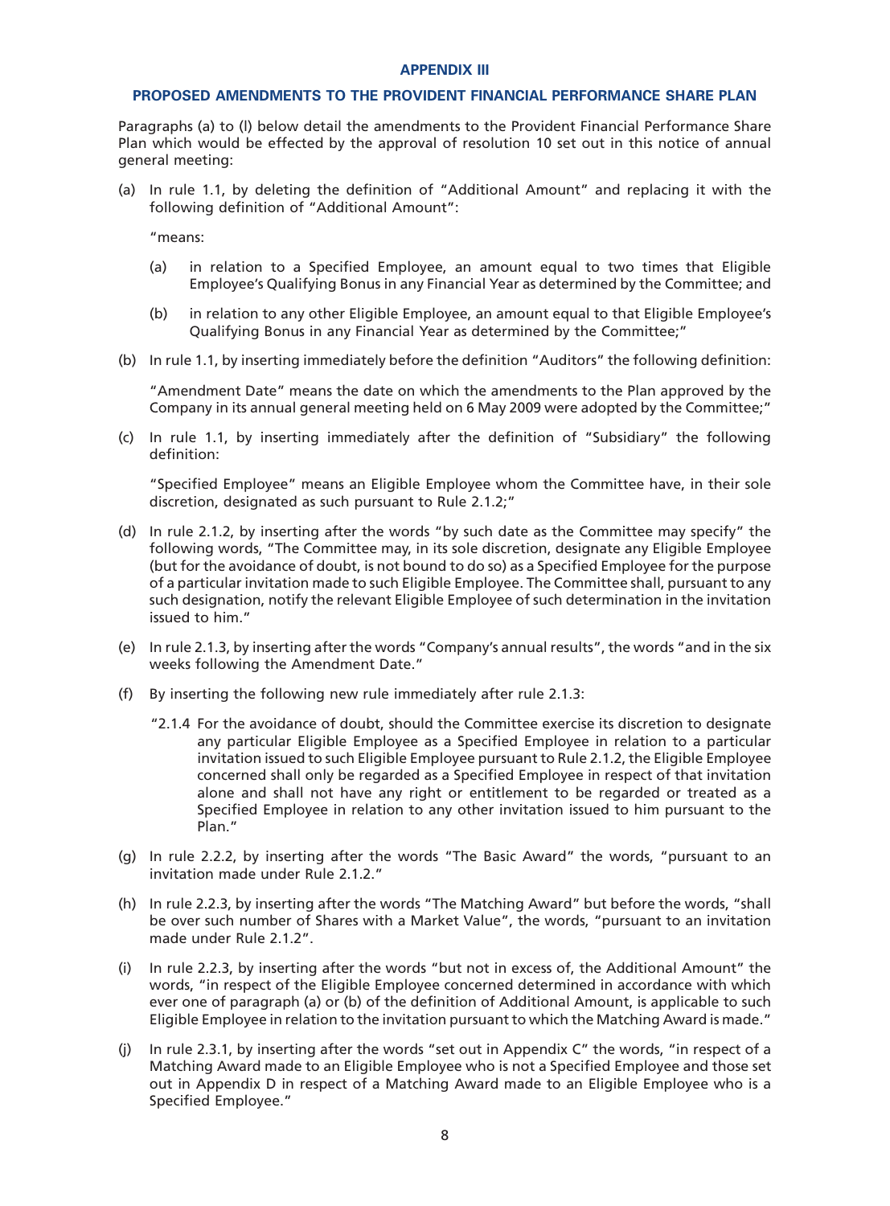## APPENDIX III

## PROPOSED AMENDMENTS TO THE PROVIDENT FINANCIAL PERFORMANCE SHARE PLAN

Paragraphs (a) to (l) below detail the amendments to the Provident Financial Performance Share Plan which would be effected by the approval of resolution 10 set out in this notice of annual general meeting:

(a) In rule 1.1, by deleting the definition of "Additional Amount" and replacing it with the following definition of "Additional Amount":

"means:

(a) in relation to a Specified Employee, an amount equal to two times that Eligible Employee's Qualifying Bonus in any Financial Year as determined by the Committee; and

(b) in relation to any other Eligible Employee, an amount equal to that Eligible Employee's Qualifying Bonus in any Financial Year as determined by the Committee;"

(b) In rule 1.1, by inserting immediately before the definition "Auditors" the following definition:

"Amendment Date" means the date on which the amendments to the Plan approved by the Company in its annual general meeting held on 6 May 2009 were adopted by the Committee;"

(c) In rule 1.1, by inserting immediately after the definition of "Subsidiary" the following definition:

"Specified Employee" means an Eligible Employee whom the Committee have, in their sole discretion, designated as such pursuant to Rule 2.1.2;"

(d) In rule 2.1.2, by inserting after the words "by such date as the Committee may specify" the following words, "The Committee may, in its sole discretion, designate any Eligible Employee (but for the avoidance of doubt, is not bound to do so) as a Specified Employee for the purpose of a particular invitation made to such Eligible Employee. The Committee shall, pursuant to any such designation, notify the relevant Eligible Employee of such determination in the invitation issued to him."

(e) In rule 2.1.3, by inserting after the words "Company's annual results", the words "and in the six weeks following the Amendment Date."

(f) By inserting the following new rule immediately after rule 2.1.3:

"2.1.4 For the avoidance of doubt, should the Committee exercise its discretion to designate any particular Eligible Employee as a Specified Employee in relation to a particular invitation issued to such Eligible Employee pursuant to Rule 2.1.2, the Eligible Employee concerned shall only be regarded as a Specified Employee in respect of that invitation alone and shall not have any right or entitlement to be regarded or treated as a Specified Employee in relation to any other invitation issued to him pursuant to the Plan."

(g) In rule 2.2.2, by inserting after the words "The Basic Award" the words, "pursuant to an invitation made under Rule 2.1.2."

(h) In rule 2.2.3, by inserting after the words "The Matching Award" but before the words, "shall be over such number of Shares with a Market Value", the words, "pursuant to an invitation made under Rule 2.1.2".

(i) In rule 2.2.3, by inserting after the words "but not in excess of, the Additional Amount" the words, "in respect of the Eligible Employee concerned determined in accordance with which ever one of paragraph (a) or (b) of the definition of Additional Amount, is applicable to such Eligible Employee in relation to the invitation pursuant to which the Matching Award is made."

(j) In rule 2.3.1, by inserting after the words "set out in Appendix C" the words, "in respect of a Matching Award made to an Eligible Employee who is not a Specified Employee and those set out in Appendix D in respect of a Matching Award made to an Eligible Employee who is a Specified Employee."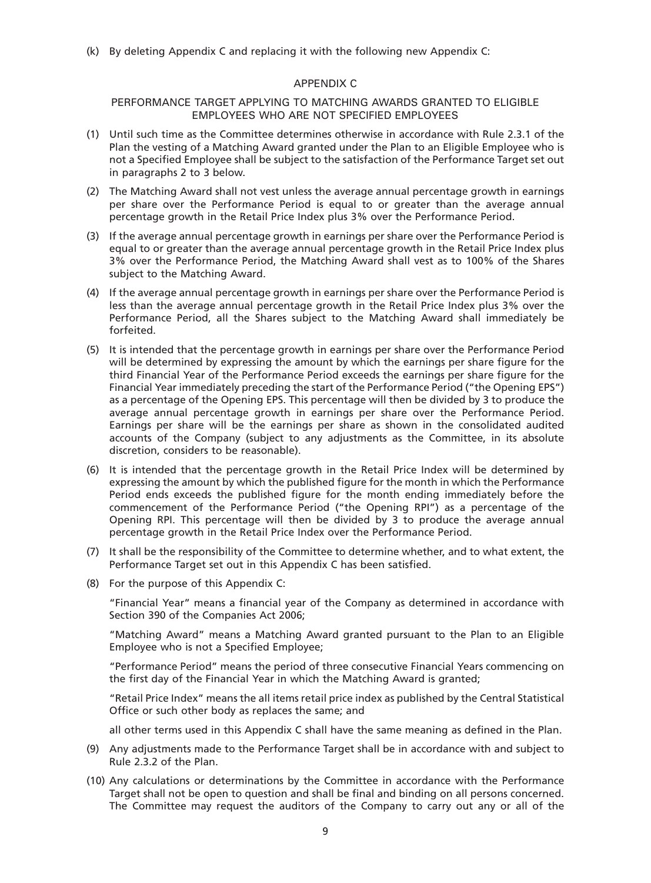(k) By deleting Appendix C and replacing it with the following new Appendix C:

### APPENDIX C

### PERFORMANCE TARGET APPLYING TO MATCHING AWARDS GRANTED TO ELIGIBLE EMPLOYEES WHO ARE NOT SPECIFIED EMPLOYEES

(1) Until such time as the Committee determines otherwise in accordance with Rule 2.3.1 of the Plan the vesting of a Matching Award granted under the Plan to an Eligible Employee who is not a Specified Employee shall be subject to the satisfaction of the Performance Target set out in paragraphs 2 to 3 below.

(2) The Matching Award shall not vest unless the average annual percentage growth in earnings per share over the Performance Period is equal to or greater than the average annual percentage growth in the Retail Price Index plus 3% over the Performance Period.

(3) If the average annual percentage growth in earnings per share over the Performance Period is equal to or greater than the average annual percentage growth in the Retail Price Index plus 3% over the Performance Period, the Matching Award shall vest as to 100% of the Shares subject to the Matching Award.

(4) If the average annual percentage growth in earnings per share over the Performance Period is less than the average annual percentage growth in the Retail Price Index plus 3% over the Performance Period, all the Shares subject to the Matching Award shall immediately be forfeited.

(5) It is intended that the percentage growth in earnings per share over the Performance Period will be determined by expressing the amount by which the earnings per share figure for the third Financial Year of the Performance Period exceeds the earnings per share figure for the Financial Year immediately preceding the start of the Performance Period ("the Opening EPS") as a percentage of the Opening EPS. This percentage will then be divided by 3 to produce the average annual percentage growth in earnings per share over the Performance Period. Earnings per share will be the earnings per share as shown in the consolidated audited accounts of the Company (subject to any adjustments as the Committee, in its absolute discretion, considers to be reasonable).

(6) It is intended that the percentage growth in the Retail Price Index will be determined by expressing the amount by which the published figure for the month in which the Performance Period ends exceeds the published figure for the month ending immediately before the commencement of the Performance Period ("the Opening RPI") as a percentage of the Opening RPI. This percentage will then be divided by 3 to produce the average annual percentage growth in the Retail Price Index over the Performance Period.

(7) It shall be the responsibility of the Committee to determine whether, and to what extent, the Performance Target set out in this Appendix C has been satisfied.

(8) For the purpose of this Appendix C:

"Financial Year" means a financial year of the Company as determined in accordance with Section 390 of the Companies Act 2006;

"Matching Award" means a Matching Award granted pursuant to the Plan to an Eligible Employee who is not a Specified Employee;

"Performance Period" means the period of three consecutive Financial Years commencing on the first day of the Financial Year in which the Matching Award is granted;

"Retail Price Index" means the all items retail price index as published by the Central Statistical Office or such other body as replaces the same; and

all other terms used in this Appendix C shall have the same meaning as defined in the Plan.

(9) Any adjustments made to the Performance Target shall be in accordance with and subject to Rule 2.3.2 of the Plan.

(10) Any calculations or determinations by the Committee in accordance with the Performance Target shall not be open to question and shall be final and binding on all persons concerned. The Committee may request the auditors of the Company to carry out any or all of the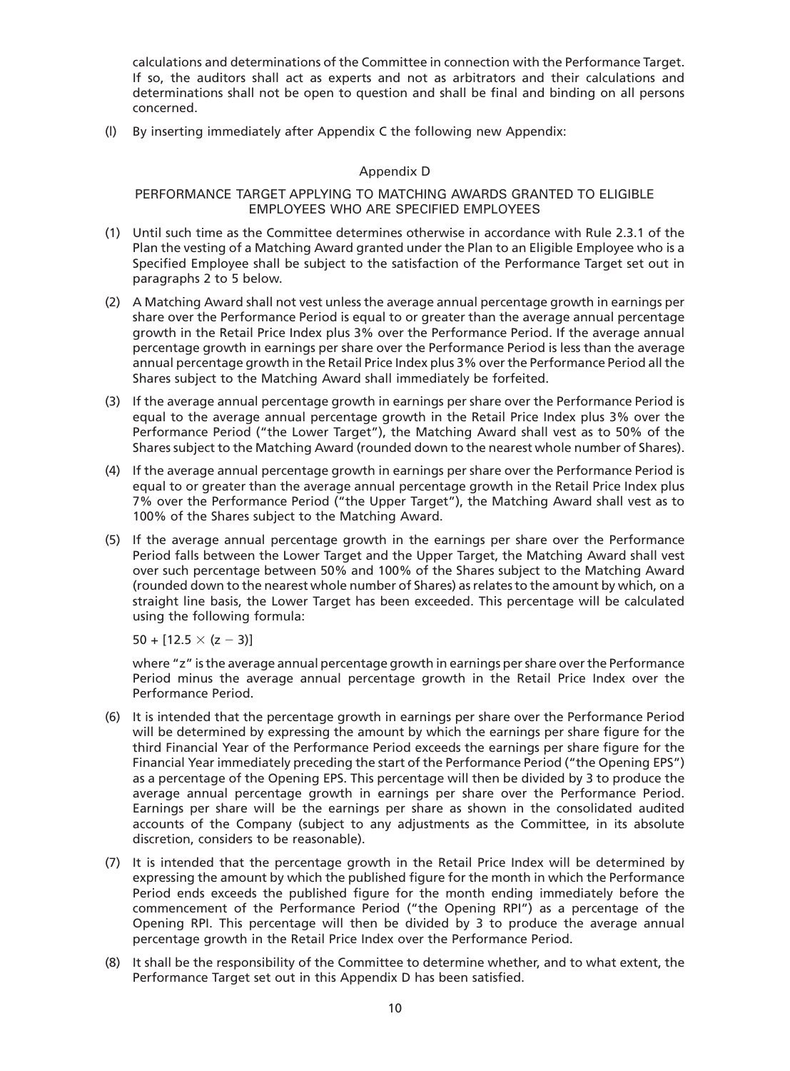calculations and determinations of the Committee in connection with the Performance Target. If so, the auditors shall act as experts and not as arbitrators and their calculations and determinations shall not be open to question and shall be final and binding on all persons concerned.

(l) By inserting immediately after Appendix C the following new Appendix:

### Appendix D

### PERFORMANCE TARGET APPLYING TO MATCHING AWARDS GRANTED TO ELIGIBLE EMPLOYEES WHO ARE SPECIFIED EMPLOYEES

(1) Until such time as the Committee determines otherwise in accordance with Rule 2.3.1 of the Plan the vesting of a Matching Award granted under the Plan to an Eligible Employee who is a Specified Employee shall be subject to the satisfaction of the Performance Target set out in paragraphs 2 to 5 below.

(2) A Matching Award shall not vest unless the average annual percentage growth in earnings per share over the Performance Period is equal to or greater than the average annual percentage growth in the Retail Price Index plus 3% over the Performance Period. If the average annual percentage growth in earnings per share over the Performance Period is less than the average annual percentage growth in the Retail Price Index plus 3% over the Performance Period all the Shares subject to the Matching Award shall immediately be forfeited.

(3) If the average annual percentage growth in earnings per share over the Performance Period is equal to the average annual percentage growth in the Retail Price Index plus 3% over the Performance Period ("the Lower Target"), the Matching Award shall vest as to 50% of the Shares subject to the Matching Award (rounded down to the nearest whole number of Shares).

(4) If the average annual percentage growth in earnings per share over the Performance Period is equal to or greater than the average annual percentage growth in the Retail Price Index plus 7% over the Performance Period ("the Upper Target"), the Matching Award shall vest as to 100% of the Shares subject to the Matching Award.

(5) If the average annual percentage growth in the earnings per share over the Performance Period falls between the Lower Target and the Upper Target, the Matching Award shall vest over such percentage between 50% and 100% of the Shares subject to the Matching Award (rounded down to the nearest whole number of Shares) as relates to the amount by which, on a straight line basis, the Lower Target has been exceeded. This percentage will be calculated using the following formula:

$50 + [12.5 \times (z - 3)]$

where "z" is the average annual percentage growth in earnings per share over the Performance Period minus the average annual percentage growth in the Retail Price Index over the Performance Period.

(6) It is intended that the percentage growth in earnings per share over the Performance Period will be determined by expressing the amount by which the earnings per share figure for the third Financial Year of the Performance Period exceeds the earnings per share figure for the Financial Year immediately preceding the start of the Performance Period ("the Opening EPS") as a percentage of the Opening EPS. This percentage will then be divided by 3 to produce the average annual percentage growth in earnings per share over the Performance Period. Earnings per share will be the earnings per share as shown in the consolidated audited accounts of the Company (subject to any adjustments as the Committee, in its absolute discretion, considers to be reasonable).

(7) It is intended that the percentage growth in the Retail Price Index will be determined by expressing the amount by which the published figure for the month in which the Performance Period ends exceeds the published figure for the month ending immediately before the commencement of the Performance Period ("the Opening RPI") as a percentage of the Opening RPI. This percentage will then be divided by 3 to produce the average annual percentage growth in the Retail Price Index over the Performance Period.

(8) It shall be the responsibility of the Committee to determine whether, and to what extent, the Performance Target set out in this Appendix D has been satisfied.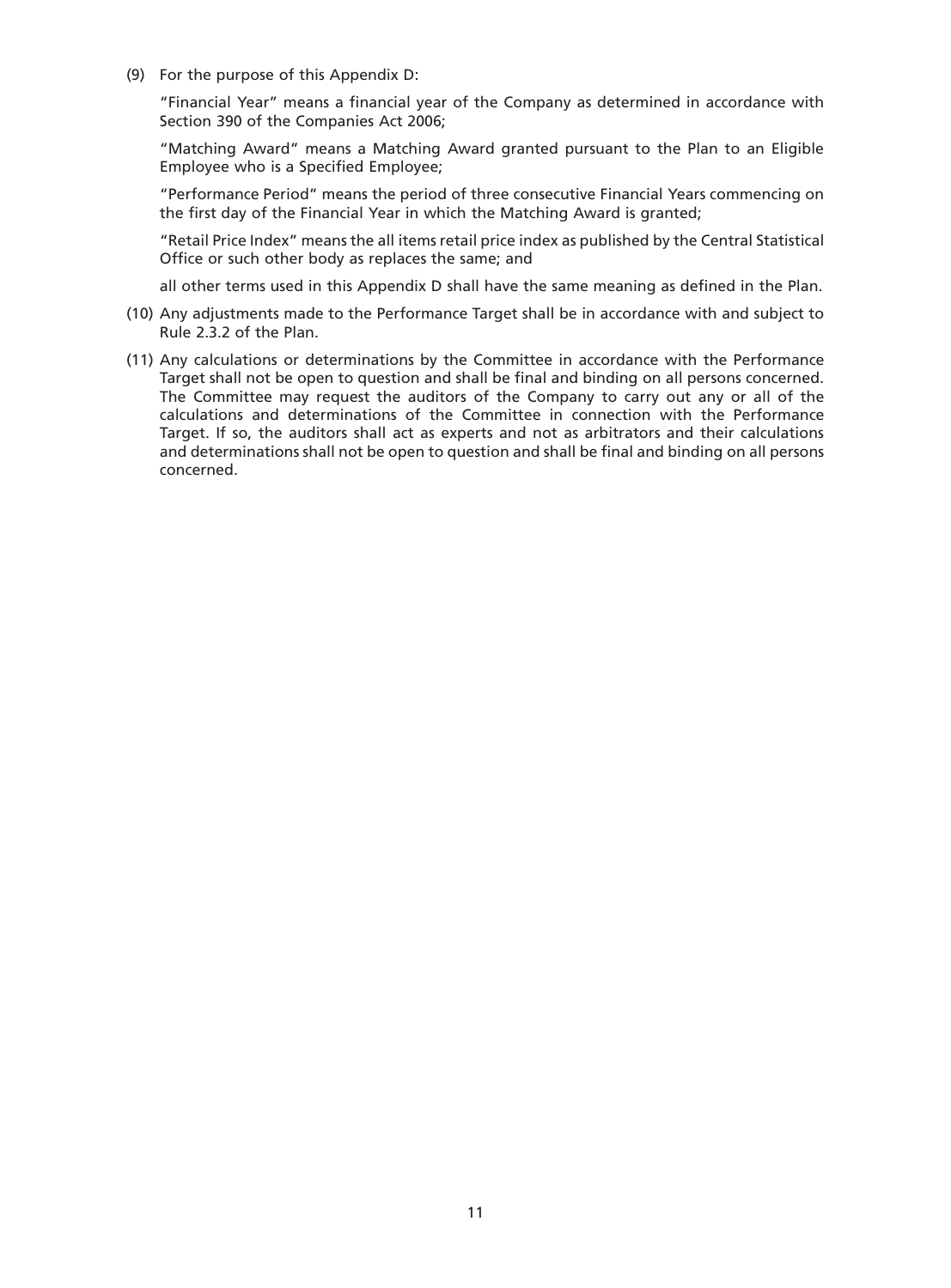(9) For the purpose of this Appendix D:

"Financial Year" means a financial year of the Company as determined in accordance with Section 390 of the Companies Act 2006;

"Matching Award" means a Matching Award granted pursuant to the Plan to an Eligible Employee who is a Specified Employee;

"Performance Period" means the period of three consecutive Financial Years commencing on the first day of the Financial Year in which the Matching Award is granted;

"Retail Price Index" means the all items retail price index as published by the Central Statistical Office or such other body as replaces the same; and

all other terms used in this Appendix D shall have the same meaning as defined in the Plan.

(10) Any adjustments made to the Performance Target shall be in accordance with and subject to Rule 2.3.2 of the Plan.

(11) Any calculations or determinations by the Committee in accordance with the Performance Target shall not be open to question and shall be final and binding on all persons concerned. The Committee may request the auditors of the Company to carry out any or all of the calculations and determinations of the Committee in connection with the Performance Target. If so, the auditors shall act as experts and not as arbitrators and their calculations and determinations shall not be open to question and shall be final and binding on all persons concerned.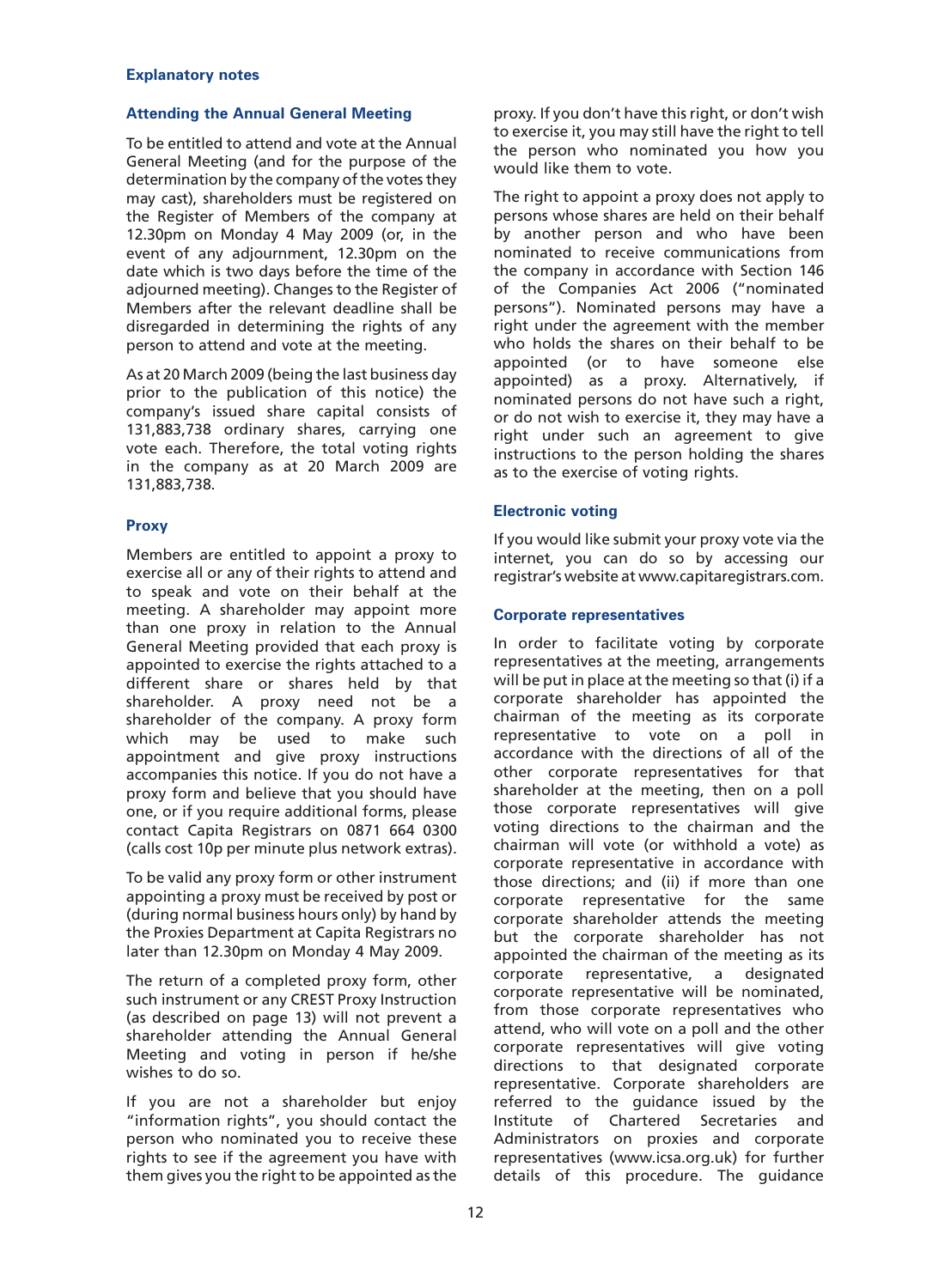## Explanatory notes

### Attending the Annual General Meeting

To be entitled to attend and vote at the Annual General Meeting (and for the purpose of the determination by the company of the votes they may cast), shareholders must be registered on the Register of Members of the company at 12.30pm on Monday 4 May 2009 (or, in the event of any adjournment, 12.30pm on the date which is two days before the time of the adjourned meeting). Changes to the Register of Members after the relevant deadline shall be disregarded in determining the rights of any person to attend and vote at the meeting.

As at 20 March 2009 (being the last business day prior to the publication of this notice) the company's issued share capital consists of 131,883,738 ordinary shares, carrying one vote each. Therefore, the total voting rights in the company as at 20 March 2009 are 131,883,738.

### Proxy

Members are entitled to appoint a proxy to exercise all or any of their rights to attend and to speak and vote on their behalf at the meeting. A shareholder may appoint more than one proxy in relation to the Annual General Meeting provided that each proxy is appointed to exercise the rights attached to a different share or shares held by that shareholder. A proxy need not be a shareholder of the company. A proxy form which may be used to make such appointment and give proxy instructions accompanies this notice. If you do not have a proxy form and believe that you should have one, or if you require additional forms, please contact Capita Registrars on 0871 664 0300 (calls cost 10p per minute plus network extras).

To be valid any proxy form or other instrument appointing a proxy must be received by post or (during normal business hours only) by hand by the Proxies Department at Capita Registrars no later than 12.30pm on Monday 4 May 2009.

The return of a completed proxy form, other such instrument or any CREST Proxy Instruction (as described on page 13) will not prevent a shareholder attending the Annual General Meeting and voting in person if he/she wishes to do so.

If you are not a shareholder but enjoy "information rights", you should contact the person who nominated you to receive these rights to see if the agreement you have with them gives you the right to be appointed as the proxy. If you don't have this right, or don't wish to exercise it, you may still have the right to tell the person who nominated you how you would like them to vote.

The right to appoint a proxy does not apply to persons whose shares are held on their behalf by another person and who have been nominated to receive communications from the company in accordance with Section 146 of the Companies Act 2006 ("nominated persons"). Nominated persons may have a right under the agreement with the member who holds the shares on their behalf to be appointed (or to have someone else appointed) as a proxy. Alternatively, if nominated persons do not have such a right, or do not wish to exercise it, they may have a right under such an agreement to give instructions to the person holding the shares as to the exercise of voting rights.

### Electronic voting

If you would like submit your proxy vote via the internet, you can do so by accessing our registrar's website at www.capitaregistrars.com.

### Corporate representatives

In order to facilitate voting by corporate representatives at the meeting, arrangements will be put in place at the meeting so that (i) if a corporate shareholder has appointed the chairman of the meeting as its corporate representative to vote on a poll in accordance with the directions of all of the other corporate representatives for that shareholder at the meeting, then on a poll those corporate representatives will give voting directions to the chairman and the chairman will vote (or withhold a vote) as corporate representative in accordance with those directions; and (ii) if more than one corporate representative for the same corporate shareholder attends the meeting but the corporate shareholder has not appointed the chairman of the meeting as its corporate representative, a designated corporate representative will be nominated, from those corporate representatives who attend, who will vote on a poll and the other corporate representatives will give voting directions to that designated corporate representative. Corporate shareholders are referred to the guidance issued by the Institute of Chartered Secretaries and Administrators on proxies and corporate representatives (www.icsa.org.uk) for further details of this procedure. The guidance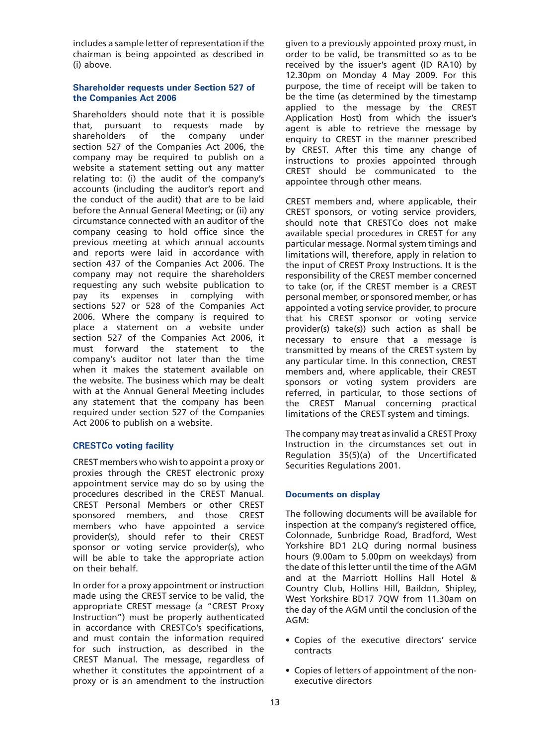includes a sample letter of representation if the chairman is being appointed as described in (i) above.

### Shareholder requests under Section 527 of the Companies Act 2006

Shareholders should note that it is possible that, pursuant to requests made by shareholders of the company under section 527 of the Companies Act 2006, the company may be required to publish on a website a statement setting out any matter relating to: (i) the audit of the company's accounts (including the auditor's report and the conduct of the audit) that are to be laid before the Annual General Meeting; or (ii) any circumstance connected with an auditor of the company ceasing to hold office since the previous meeting at which annual accounts and reports were laid in accordance with section 437 of the Companies Act 2006. The company may not require the shareholders requesting any such website publication to pay its expenses in complying with sections 527 or 528 of the Companies Act 2006. Where the company is required to place a statement on a website under section 527 of the Companies Act 2006, it must forward the statement to the company's auditor not later than the time when it makes the statement available on the website. The business which may be dealt with at the Annual General Meeting includes any statement that the company has been required under section 527 of the Companies Act 2006 to publish on a website.

### CRESTCo voting facility

CREST members who wish to appoint a proxy or proxies through the CREST electronic proxy appointment service may do so by using the procedures described in the CREST Manual. CREST Personal Members or other CREST sponsored members, and those CREST members who have appointed a service provider(s), should refer to their CREST sponsor or voting service provider(s), who will be able to take the appropriate action on their behalf.

In order for a proxy appointment or instruction made using the CREST service to be valid, the appropriate CREST message (a "CREST Proxy Instruction") must be properly authenticated in accordance with CRESTCo's specifications, and must contain the information required for such instruction, as described in the CREST Manual. The message, regardless of whether it constitutes the appointment of a proxy or is an amendment to the instruction given to a previously appointed proxy must, in order to be valid, be transmitted so as to be received by the issuer's agent (ID RA10) by 12.30pm on Monday 4 May 2009. For this purpose, the time of receipt will be taken to be the time (as determined by the timestamp applied to the message by the CREST Application Host) from which the issuer's agent is able to retrieve the message by enquiry to CREST in the manner prescribed by CREST. After this time any change of instructions to proxies appointed through CREST should be communicated to the appointee through other means.

CREST members and, where applicable, their CREST sponsors, or voting service providers, should note that CRESTCo does not make available special procedures in CREST for any particular message. Normal system timings and limitations will, therefore, apply in relation to the input of CREST Proxy Instructions. It is the responsibility of the CREST member concerned to take (or, if the CREST member is a CREST personal member, or sponsored member, or has appointed a voting service provider, to procure that his CREST sponsor or voting service provider(s) take(s)) such action as shall be necessary to ensure that a message is transmitted by means of the CREST system by any particular time. In this connection, CREST members and, where applicable, their CREST sponsors or voting system providers are referred, in particular, to those sections of the CREST Manual concerning practical limitations of the CREST system and timings.

The company may treat as invalid a CREST Proxy Instruction in the circumstances set out in Regulation 35(5)(a) of the Uncertificated Securities Regulations 2001.

### Documents on display

The following documents will be available for inspection at the company's registered office, Colonnade, Sunbridge Road, Bradford, West Yorkshire BD1 2LQ during normal business hours (9.00am to 5.00pm on weekdays) from the date of this letter until the time of the AGM and at the Marriott Hollins Hall Hotel & Country Club, Hollins Hill, Baildon, Shipley, West Yorkshire BD17 7QW from 11.30am on the day of the AGM until the conclusion of the AGM:

- Copies of the executive directors' service contracts
- Copies of letters of appointment of the non-executive directors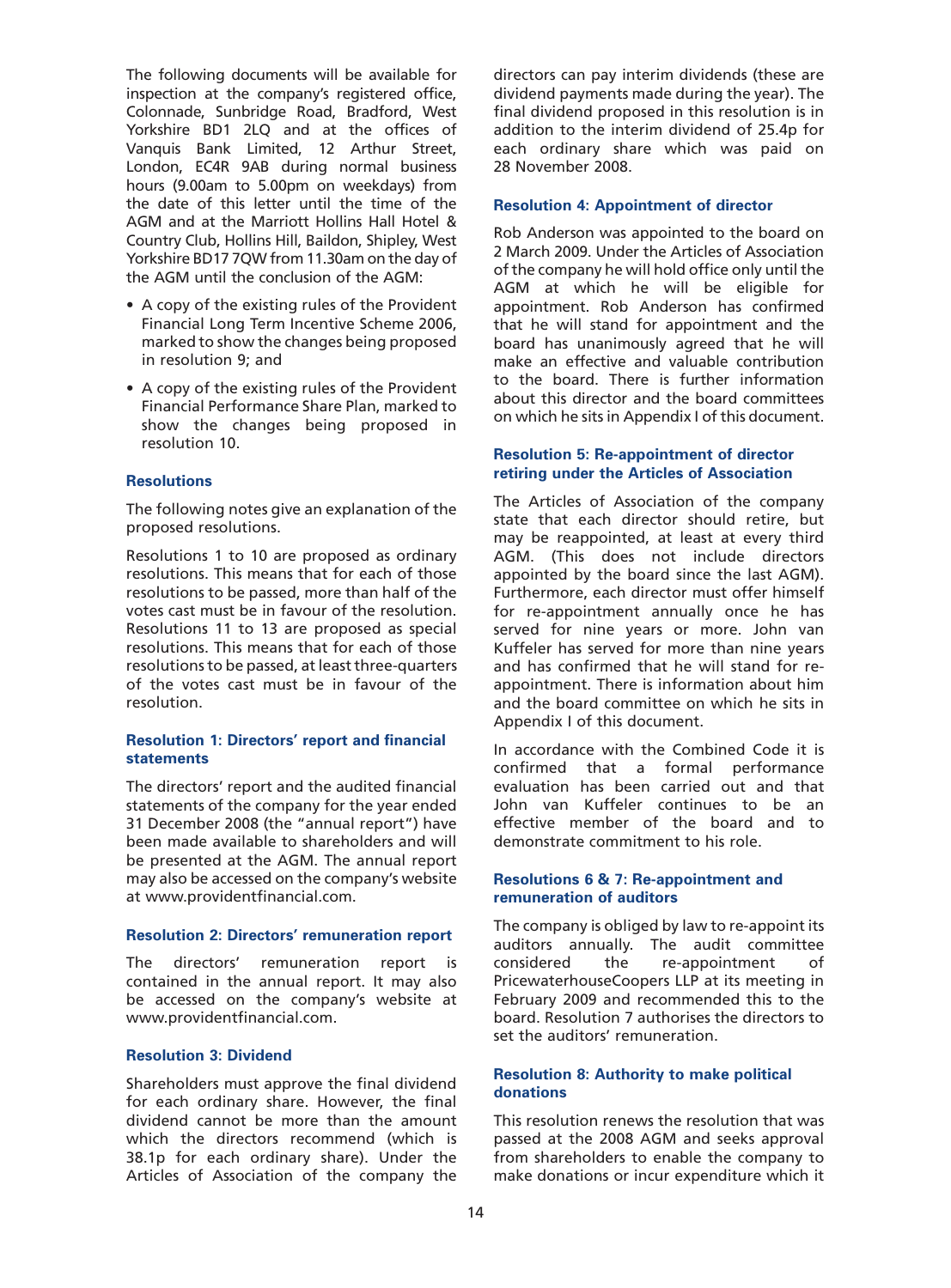The following documents will be available for inspection at the company's registered office, Colonnade, Sunbridge Road, Bradford, West Yorkshire BD1 2LQ and at the offices of Vanquis Bank Limited, 12 Arthur Street, London, EC4R 9AB during normal business hours (9.00am to 5.00pm on weekdays) from the date of this letter until the time of the AGM and at the Marriott Hollins Hall Hotel & Country Club, Hollins Hill, Baildon, Shipley, West Yorkshire BD17 7QW from 11.30am on the day of the AGM until the conclusion of the AGM:

- A copy of the existing rules of the Provident Financial Long Term Incentive Scheme 2006, marked to show the changes being proposed in resolution 9; and
- A copy of the existing rules of the Provident Financial Performance Share Plan, marked to show the changes being proposed in resolution 10.

### Resolutions

The following notes give an explanation of the proposed resolutions.

Resolutions 1 to 10 are proposed as ordinary resolutions. This means that for each of those resolutions to be passed, more than half of the votes cast must be in favour of the resolution. Resolutions 11 to 13 are proposed as special resolutions. This means that for each of those resolutions to be passed, at least three-quarters of the votes cast must be in favour of the resolution.

### Resolution 1: Directors' report and financial statements

The directors' report and the audited financial statements of the company for the year ended 31 December 2008 (the "annual report") have been made available to shareholders and will be presented at the AGM. The annual report may also be accessed on the company's website at www.providentfinancial.com.

### Resolution 2: Directors' remuneration report

The directors' remuneration report is contained in the annual report. It may also be accessed on the company's website at www.providentfinancial.com.

### Resolution 3: Dividend

Shareholders must approve the final dividend for each ordinary share. However, the final dividend cannot be more than the amount which the directors recommend (which is 38.1p for each ordinary share). Under the Articles of Association of the company the directors can pay interim dividends (these are dividend payments made during the year). The final dividend proposed in this resolution is in addition to the interim dividend of 25.4p for each ordinary share which was paid on 28 November 2008.

### Resolution 4: Appointment of director

Rob Anderson was appointed to the board on 2 March 2009. Under the Articles of Association of the company he will hold office only until the AGM at which he will be eligible for appointment. Rob Anderson has confirmed that he will stand for appointment and the board has unanimously agreed that he will make an effective and valuable contribution to the board. There is further information about this director and the board committees on which he sits in Appendix I of this document.

### Resolution 5: Re-appointment of director retiring under the Articles of Association

The Articles of Association of the company state that each director should retire, but may be reappointed, at least at every third AGM. (This does not include directors appointed by the board since the last AGM). Furthermore, each director must offer himself for re-appointment annually once he has served for nine years or more. John van Kuffeler has served for more than nine years and has confirmed that he will stand for re-appointment. There is information about him and the board committee on which he sits in Appendix I of this document.

In accordance with the Combined Code it is confirmed that a formal performance evaluation has been carried out and that John van Kuffeler continues to be an effective member of the board and to demonstrate commitment to his role.

### Resolutions 6 & 7: Re-appointment and remuneration of auditors

The company is obliged by law to re-appoint its auditors annually. The audit committee considered the re-appointment of PricewaterhouseCoopers LLP at its meeting in February 2009 and recommended this to the board. Resolution 7 authorises the directors to set the auditors' remuneration.

### Resolution 8: Authority to make political donations

This resolution renews the resolution that was passed at the 2008 AGM and seeks approval from shareholders to enable the company to make donations or incur expenditure which it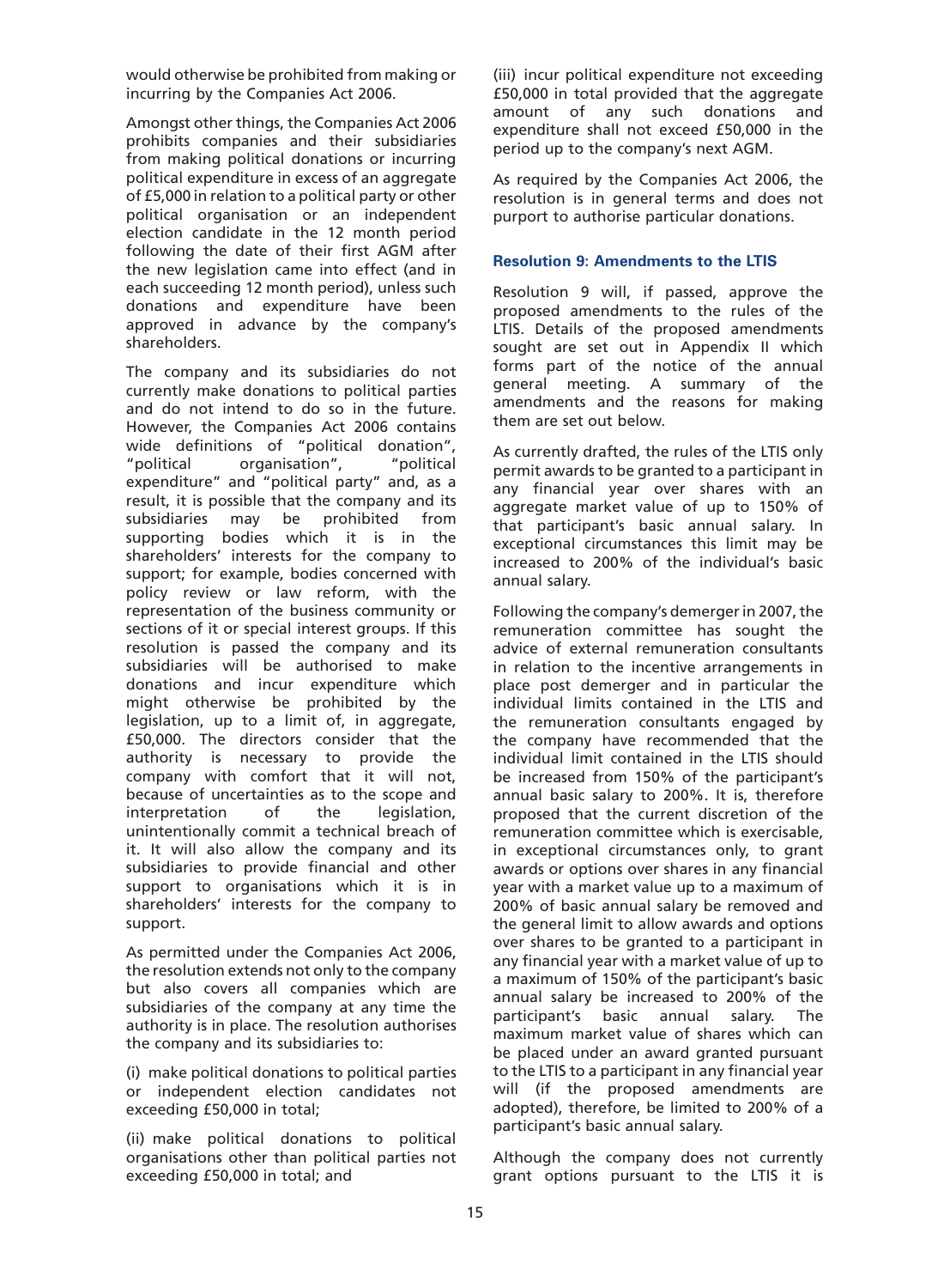would otherwise be prohibited from making or incurring by the Companies Act 2006.

Amongst other things, the Companies Act 2006 prohibits companies and their subsidiaries from making political donations or incurring political expenditure in excess of an aggregate of £5,000 in relation to a political party or other political organisation or an independent election candidate in the 12 month period following the date of their first AGM after the new legislation came into effect (and in each succeeding 12 month period), unless such donations and expenditure have been approved in advance by the company's shareholders.

The company and its subsidiaries do not currently make donations to political parties and do not intend to do so in the future. However, the Companies Act 2006 contains wide definitions of "political donation", "political organisation", "political expenditure" and "political party" and, as a result, it is possible that the company and its subsidiaries may be prohibited from supporting bodies which it is in the shareholders' interests for the company to support; for example, bodies concerned with policy review or law reform, with the representation of the business community or sections of it or special interest groups. If this resolution is passed the company and its subsidiaries will be authorised to make donations and incur expenditure which might otherwise be prohibited by the legislation, up to a limit of, in aggregate, £50,000. The directors consider that the authority is necessary to provide the company with comfort that it will not, because of uncertainties as to the scope and interpretation of the legislation, unintentionally commit a technical breach of it. It will also allow the company and its subsidiaries to provide financial and other support to organisations which it is in shareholders' interests for the company to support.

As permitted under the Companies Act 2006, the resolution extends not only to the company but also covers all companies which are subsidiaries of the company at any time the authority is in place. The resolution authorises the company and its subsidiaries to:

(i) make political donations to political parties or independent election candidates not exceeding £50,000 in total;

(ii) make political donations to political organisations other than political parties not exceeding £50,000 in total; and

(iii) incur political expenditure not exceeding £50,000 in total provided that the aggregate amount of any such donations and expenditure shall not exceed £50,000 in the period up to the company's next AGM.

As required by the Companies Act 2006, the resolution is in general terms and does not purport to authorise particular donations.

### Resolution 9: Amendments to the LTIS

Resolution 9 will, if passed, approve the proposed amendments to the rules of the LTIS. Details of the proposed amendments sought are set out in Appendix II which forms part of the notice of the annual general meeting. A summary of the amendments and the reasons for making them are set out below.

As currently drafted, the rules of the LTIS only permit awards to be granted to a participant in any financial year over shares with an aggregate market value of up to 150% of that participant's basic annual salary. In exceptional circumstances this limit may be increased to 200% of the individual's basic annual salary.

Following the company's demerger in 2007, the remuneration committee has sought the advice of external remuneration consultants in relation to the incentive arrangements in place post demerger and in particular the individual limits contained in the LTIS and the remuneration consultants engaged by the company have recommended that the individual limit contained in the LTIS should be increased from 150% of the participant's annual basic salary to 200%. It is, therefore proposed that the current discretion of the remuneration committee which is exercisable, in exceptional circumstances only, to grant awards or options over shares in any financial year with a market value up to a maximum of 200% of basic annual salary be removed and the general limit to allow awards and options over shares to be granted to a participant in any financial year with a market value of up to a maximum of 150% of the participant's basic annual salary be increased to 200% of the participant's basic annual salary. The maximum market value of shares which can be placed under an award granted pursuant to the LTIS to a participant in any financial year will (if the proposed amendments are adopted), therefore, be limited to 200% of a participant's basic annual salary.

Although the company does not currently grant options pursuant to the LTIS it is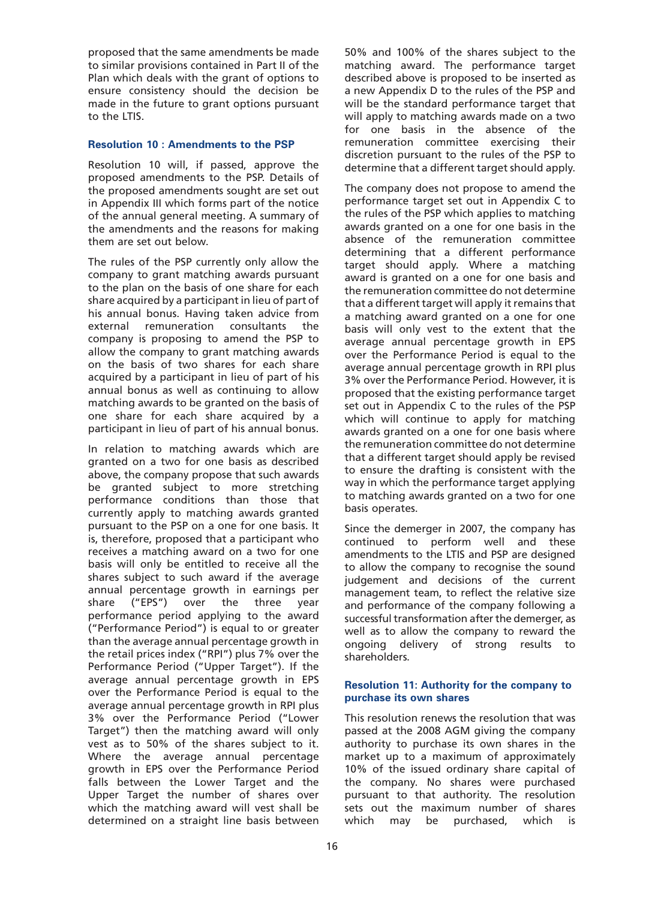proposed that the same amendments be made to similar provisions contained in Part II of the Plan which deals with the grant of options to ensure consistency should the decision be made in the future to grant options pursuant to the LTIS.

### Resolution 10 : Amendments to the PSP

Resolution 10 will, if passed, approve the proposed amendments to the PSP. Details of the proposed amendments sought are set out in Appendix III which forms part of the notice of the annual general meeting. A summary of the amendments and the reasons for making them are set out below.

The rules of the PSP currently only allow the company to grant matching awards pursuant to the plan on the basis of one share for each share acquired by a participant in lieu of part of his annual bonus. Having taken advice from external remuneration consultants the company is proposing to amend the PSP to allow the company to grant matching awards on the basis of two shares for each share acquired by a participant in lieu of part of his annual bonus as well as continuing to allow matching awards to be granted on the basis of one share for each share acquired by a participant in lieu of part of his annual bonus.

In relation to matching awards which are granted on a two for one basis as described above, the company propose that such awards be granted subject to more stretching performance conditions than those that currently apply to matching awards granted pursuant to the PSP on a one for one basis. It is, therefore, proposed that a participant who receives a matching award on a two for one basis will only be entitled to receive all the shares subject to such award if the average annual percentage growth in earnings per share ("EPS") over the three year performance period applying to the award ("Performance Period") is equal to or greater than the average annual percentage growth in the retail prices index ("RPI") plus 7% over the Performance Period ("Upper Target"). If the average annual percentage growth in EPS over the Performance Period is equal to the average annual percentage growth in RPI plus 3% over the Performance Period ("Lower Target") then the matching award will only vest as to 50% of the shares subject to it. Where the average annual percentage growth in EPS over the Performance Period falls between the Lower Target and the Upper Target the number of shares over which the matching award will vest shall be determined on a straight line basis between 50% and 100% of the shares subject to the matching award. The performance target described above is proposed to be inserted as a new Appendix D to the rules of the PSP and will be the standard performance target that will apply to matching awards made on a two for one basis in the absence of the remuneration committee exercising their discretion pursuant to the rules of the PSP to determine that a different target should apply.

The company does not propose to amend the performance target set out in Appendix C to the rules of the PSP which applies to matching awards granted on a one for one basis in the absence of the remuneration committee determining that a different performance target should apply. Where a matching award is granted on a one for one basis and the remuneration committee do not determine that a different target will apply it remains that a matching award granted on a one for one basis will only vest to the extent that the average annual percentage growth in EPS over the Performance Period is equal to the average annual percentage growth in RPI plus 3% over the Performance Period. However, it is proposed that the existing performance target set out in Appendix C to the rules of the PSP which will continue to apply for matching awards granted on a one for one basis where the remuneration committee do not determine that a different target should apply be revised to ensure the drafting is consistent with the way in which the performance target applying to matching awards granted on a two for one basis operates.

Since the demerger in 2007, the company has continued to perform well and these amendments to the LTIS and PSP are designed to allow the company to recognise the sound judgement and decisions of the current management team, to reflect the relative size and performance of the company following a successful transformation after the demerger, as well as to allow the company to reward the ongoing delivery of strong results to shareholders.

### Resolution 11: Authority for the company to purchase its own shares

This resolution renews the resolution that was passed at the 2008 AGM giving the company authority to purchase its own shares in the market up to a maximum of approximately 10% of the issued ordinary share capital of the company. No shares were purchased pursuant to that authority. The resolution sets out the maximum number of shares which may be purchased, which is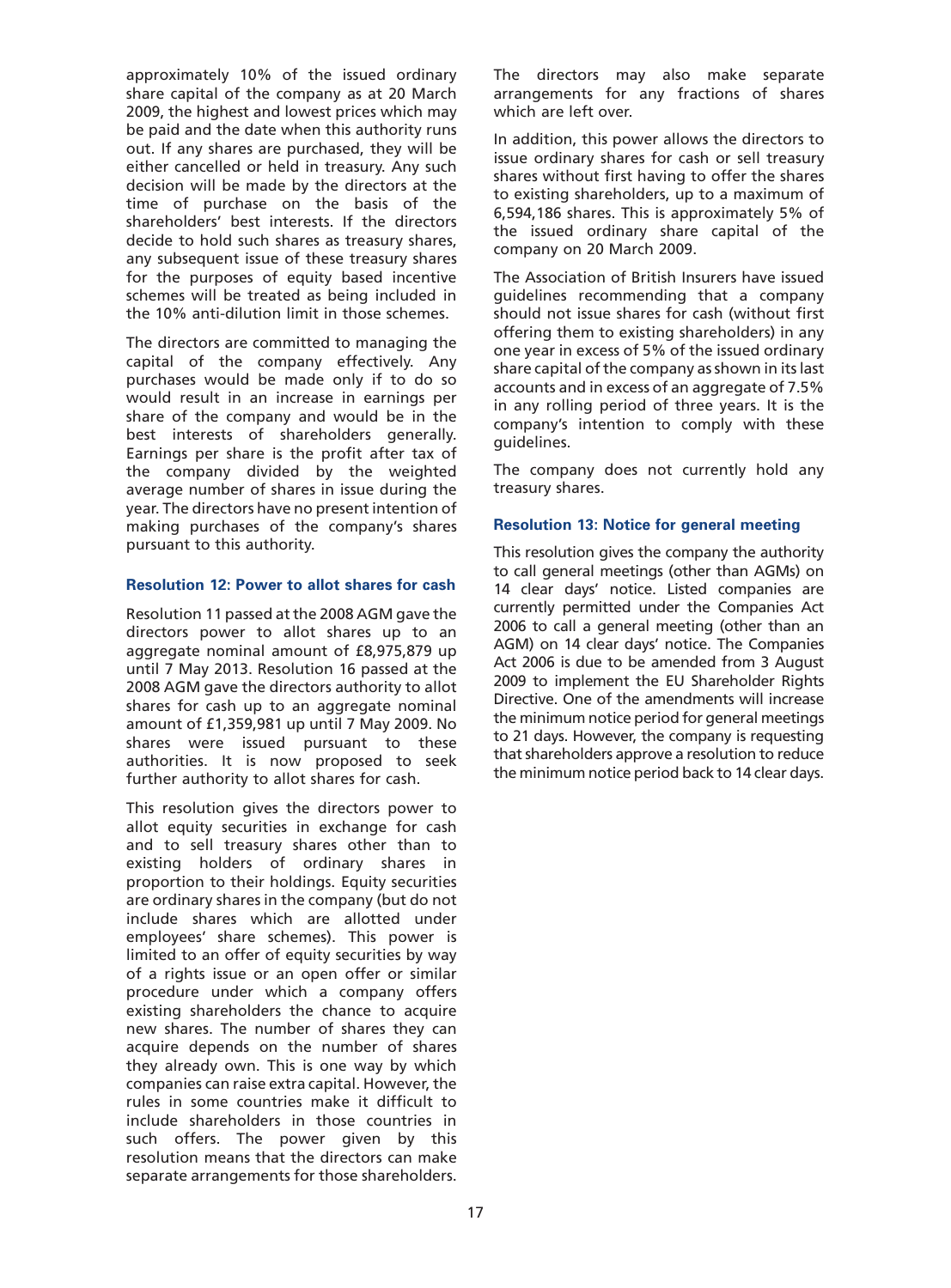approximately 10% of the issued ordinary share capital of the company as at 20 March 2009, the highest and lowest prices which may be paid and the date when this authority runs out. If any shares are purchased, they will be either cancelled or held in treasury. Any such decision will be made by the directors at the time of purchase on the basis of the shareholders' best interests. If the directors decide to hold such shares as treasury shares, any subsequent issue of these treasury shares for the purposes of equity based incentive schemes will be treated as being included in the 10% anti-dilution limit in those schemes.

The directors are committed to managing the capital of the company effectively. Any purchases would be made only if to do so would result in an increase in earnings per share of the company and would be in the best interests of shareholders generally. Earnings per share is the profit after tax of the company divided by the weighted average number of shares in issue during the year. The directors have no present intention of making purchases of the company's shares pursuant to this authority.

### Resolution 12: Power to allot shares for cash

Resolution 11 passed at the 2008 AGM gave the directors power to allot shares up to an aggregate nominal amount of £8,975,879 up until 7 May 2013. Resolution 16 passed at the 2008 AGM gave the directors authority to allot shares for cash up to an aggregate nominal amount of £1,359,981 up until 7 May 2009. No shares were issued pursuant to these authorities. It is now proposed to seek further authority to allot shares for cash.

This resolution gives the directors power to allot equity securities in exchange for cash and to sell treasury shares other than to existing holders of ordinary shares in proportion to their holdings. Equity securities are ordinary shares in the company (but do not include shares which are allotted under employees' share schemes). This power is limited to an offer of equity securities by way of a rights issue or an open offer or similar procedure under which a company offers existing shareholders the chance to acquire new shares. The number of shares they can acquire depends on the number of shares they already own. This is one way by which companies can raise extra capital. However, the rules in some countries make it difficult to include shareholders in those countries in such offers. The power given by this resolution means that the directors can make separate arrangements for those shareholders. The directors may also make separate arrangements for any fractions of shares which are left over.

In addition, this power allows the directors to issue ordinary shares for cash or sell treasury shares without first having to offer the shares to existing shareholders, up to a maximum of 6,594,186 shares. This is approximately 5% of the issued ordinary share capital of the company on 20 March 2009.

The Association of British Insurers have issued guidelines recommending that a company should not issue shares for cash (without first offering them to existing shareholders) in any one year in excess of 5% of the issued ordinary share capital of the company as shown in its last accounts and in excess of an aggregate of 7.5% in any rolling period of three years. It is the company's intention to comply with these guidelines.

The company does not currently hold any treasury shares.

### Resolution 13: Notice for general meeting

This resolution gives the company the authority to call general meetings (other than AGMs) on 14 clear days' notice. Listed companies are currently permitted under the Companies Act 2006 to call a general meeting (other than an AGM) on 14 clear days' notice. The Companies Act 2006 is due to be amended from 3 August 2009 to implement the EU Shareholder Rights Directive. One of the amendments will increase the minimum notice period for general meetings to 21 days. However, the company is requesting that shareholders approve a resolution to reduce the minimum notice period back to 14 clear days.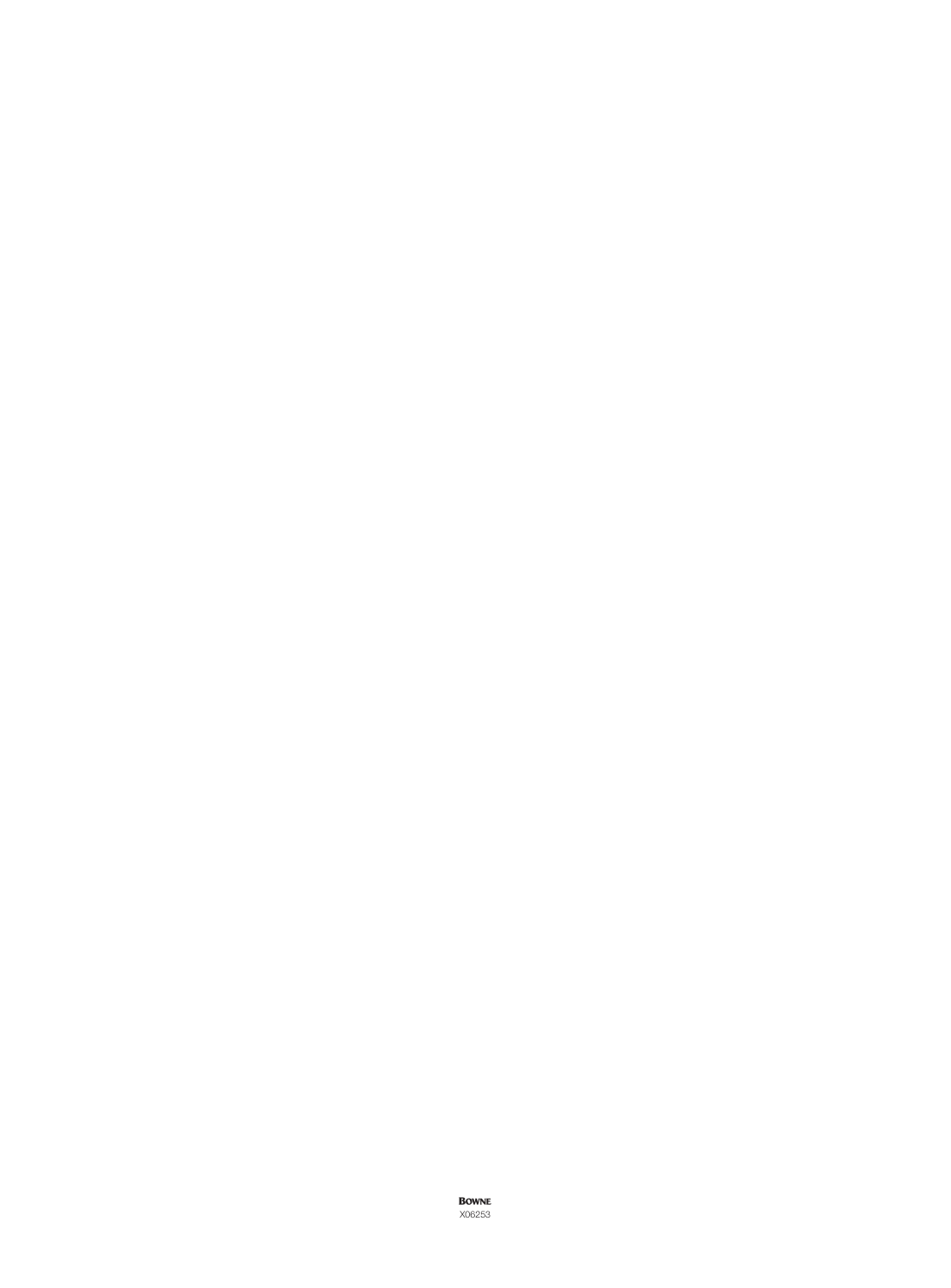BOWNE
X06253